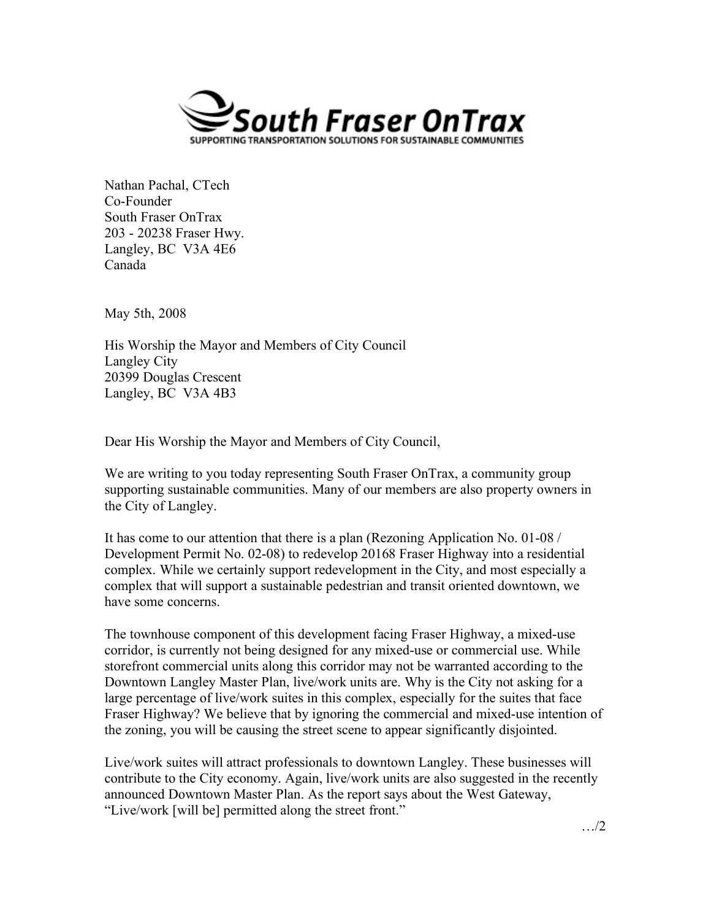South Fraser OnTrax
SUPPORTING TRANSPORTATION SOLUTIONS FOR SUSTAINABLE COMMUNITIES

Nathan Pachal, CTech
Co-Founder
South Fraser OnTrax
203 - 20238 Fraser Hwy.
Langley, BC V3A 4E6
Canada

May 5th, 2008

His Worship the Mayor and Members of City Council
Langley City
20399 Douglas Crescent
Langley, BC V3A 4B3

Dear His Worship the Mayor and Members of City Council,

We are writing to you today representing South Fraser OnTrax, a community group supporting sustainable communities. Many of our members are also property owners in the City of Langley.

It has come to our attention that there is a plan (Rezoning Application No. 01-08 / Development Permit No. 02-08) to redevelop 20168 Fraser Highway into a residential complex. While we certainly support redevelopment in the City, and most especially a complex that will support a sustainable pedestrian and transit oriented downtown, we have some concerns.

The townhouse component of this development facing Fraser Highway, a mixed-use corridor, is currently not being designed for any mixed-use or commercial use. While storefront commercial units along this corridor may not be warranted according to the Downtown Langley Master Plan, live/work units are. Why is the City not asking for a large percentage of live/work suites in this complex, especially for the suites that face Fraser Highway? We believe that by ignoring the commercial and mixed-use intention of the zoning, you will be causing the street scene to appear significantly disjointed.

Live/work suites will attract professionals to downtown Langley. These businesses will contribute to the City economy. Again, live/work units are also suggested in the recently announced Downtown Master Plan. As the report says about the West Gateway, "Live/work [will be] permitted along the street front."

…/2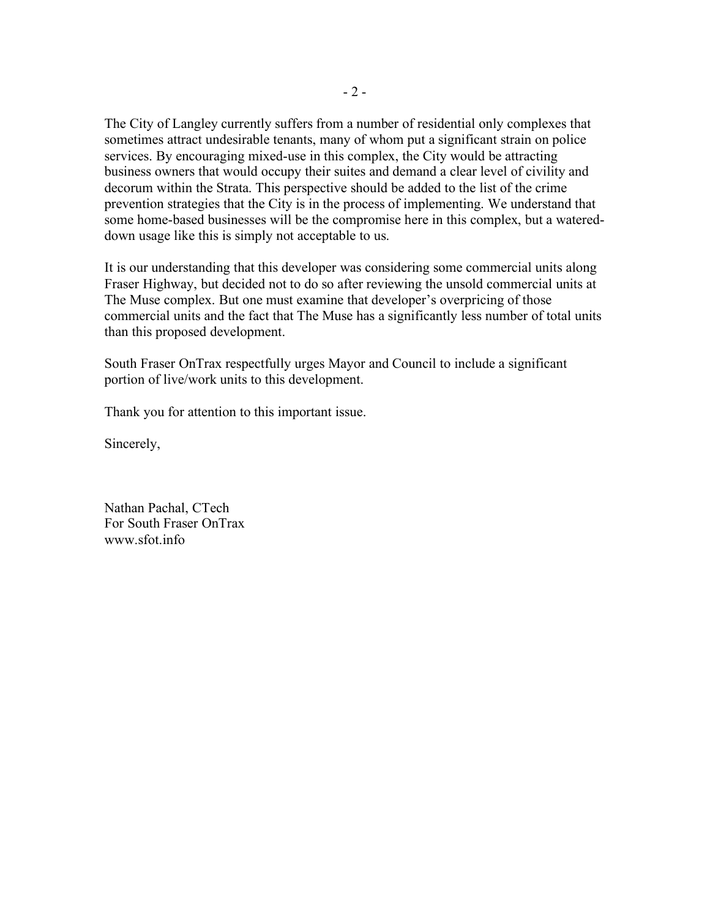The City of Langley currently suffers from a number of residential only complexes that sometimes attract undesirable tenants, many of whom put a significant strain on police services. By encouraging mixed-use in this complex, the City would be attracting business owners that would occupy their suites and demand a clear level of civility and decorum within the Strata. This perspective should be added to the list of the crime prevention strategies that the City is in the process of implementing. We understand that some home-based businesses will be the compromise here in this complex, but a watered-down usage like this is simply not acceptable to us.

It is our understanding that this developer was considering some commercial units along Fraser Highway, but decided not to do so after reviewing the unsold commercial units at The Muse complex. But one must examine that developer's overpricing of those commercial units and the fact that The Muse has a significantly less number of total units than this proposed development.

South Fraser OnTrax respectfully urges Mayor and Council to include a significant portion of live/work units to this development.

Thank you for attention to this important issue.

Sincerely,

Nathan Pachal, CTech
For South Fraser OnTrax
www.sfot.info